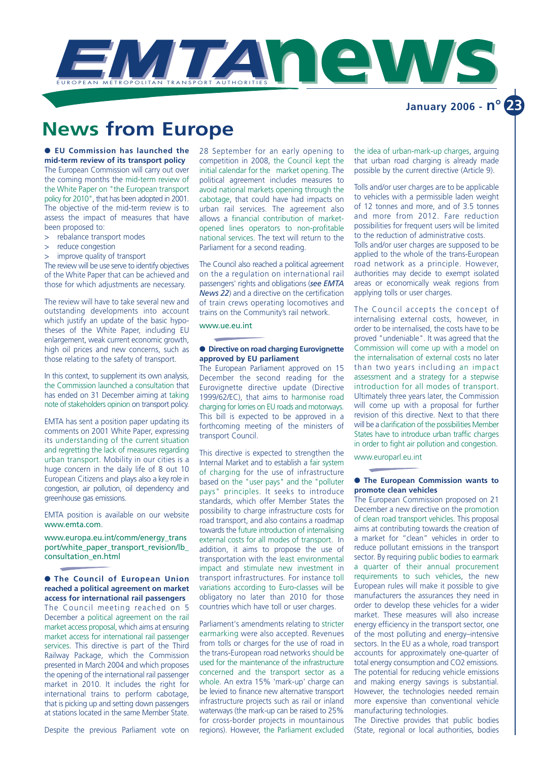# EMTA news

EUROPEAN METROPOLITAN TRANSPORT AUTHORITIES

January 2006 - n° 23

# News from Europe

## ● EU Commission has launched the mid-term review of its transport policy

The European Commission will carry out over the coming months the mid-term review of the White Paper on "the European transport policy for 2010", that has been adopted in 2001. The objective of the mid-term review is to assess the impact of measures that have been proposed to:

- > rebalance transport modes
- > reduce congestion
- > improve quality of transport

The review will be use serve to identify objectives of the White Paper that can be achieved and those for which adjustments are necessary.

The review will have to take several new and outstanding developments into account which justify an update of the basic hypotheses of the White Paper, including EU enlargement, weak current economic growth, high oil prices and new concerns, such as those relating to the safety of transport.

In this context, to supplement its own analysis, the Commission launched a consultation that has ended on 31 December aiming at taking note of stakeholders opinion on transport policy.

EMTA has sent a position paper updating its comments on 2001 White Paper, expressing its understanding of the current situation and regretting the lack of measures regarding urban transport. Mobility in our cities is a huge concern in the daily life of 8 out 10 European Citizens and plays also a key role in congestion, air pollution, oil dependency and greenhouse gas emissions.

EMTA position is available on our website www.emta.com.

www.europa.eu.int/comm/energy_transport/white_paper_transport_revision/lb_consultation_en.html

## ● The Council of European Union reached a political agreement on market access for international rail passengers

The Council meeting reached on 5 December a political agreement on the rail market access proposal, which aims at ensuring market access for international rail passenger services. This directive is part of the Third Railway Package, which the Commission presented in March 2004 and which proposes the opening of the international rail passenger market in 2010. It includes the right for international trains to perform cabotage, that is picking up and setting down passengers at stations located in the same Member State.

Despite the previous Parliament vote on 28 September for an early opening to competition in 2008, the Council kept the initial calendar for the market opening. The political agreement includes measures to avoid national markets opening through the cabotage, that could have had impacts on urban rail services. The agreement also allows a financial contribution of market-opened lines operators to non-profitable national services. The text will return to the Parliament for a second reading.

The Council also reached a political agreement on the a regulation on international rail passengers' rights and obligations (*see EMTA News 22*) and a directive on the certification of train crews operating locomotives and trains on the Community's rail network.

www.ue.eu.int

## ● Directive on road charging Eurovignette approved by EU parliament

The European Parliament approved on 15 December the second reading for the Eurovignette directive update (Directive 1999/62/EC), that aims to harmonise road charging for lorries on EU roads and motorways. This bill is expected to be approved in a forthcoming meeting of the ministers of transport Council.

This directive is expected to strengthen the Internal Market and to establish a fair system of charging for the use of infrastructure based on the "user pays" and the "polluter pays" principles. It seeks to introduce standards, which offer Member States the possibility to charge infrastructure costs for road transport, and also contains a roadmap towards the future introduction of internalising external costs for all modes of transport. In addition, it aims to propose the use of transportation with the least environmental impact and stimulate new investment in transport infrastructures. For instance toll variations according to Euro-classes will be obligatory no later than 2010 for those countries which have toll or user charges.

Parliament's amendments relating to stricter earmarking were also accepted. Revenues from tolls or charges for the use of road in the trans-European road networks should be used for the maintenance of the infrastructure concerned and the transport sector as a whole. An extra 15% 'mark-up' charge can be levied to finance new alternative transport infrastructure projects such as rail or inland waterways (the mark-up can be raised to 25% for cross-border projects in mountainous regions). However, the Parliament excluded the idea of urban-mark-up charges, arguing that urban road charging is already made possible by the current directive (Article 9).

Tolls and/or user charges are to be applicable to vehicles with a permissible laden weight of 12 tonnes and more, and of 3.5 tonnes and more from 2012. Fare reduction possibilities for frequent users will be limited to the reduction of administrative costs.

Tolls and/or user charges are supposed to be applied to the whole of the trans-European road network as a principle. However, authorities may decide to exempt isolated areas or economically weak regions from applying tolls or user charges.

The Council accepts the concept of internalising external costs, however, in order to be internalised, the costs have to be proved "undeniable". It was agreed that the Commission will come up with a model on the internalisation of external costs no later than two years including an impact assessment and a strategy for a stepwise introduction for all modes of transport. Ultimately three years later, the Commission will come up with a proposal for further revision of this directive. Next to that there will be a clarification of the possibilities Member States have to introduce urban traffic charges in order to fight air pollution and congestion.

www.europarl.eu.int

## ● The European Commission wants to promote clean vehicles

The European Commission proposed on 21 December a new directive on the promotion of clean road transport vehicles. This proposal aims at contributing towards the creation of a market for "clean" vehicles in order to reduce pollutant emissions in the transport sector. By requiring public bodies to earmark a quarter of their annual procurement requirements to such vehicles, the new European rules will make it possible to give manufacturers the assurances they need in order to develop these vehicles for a wider market. These measures will also increase energy efficiency in the transport sector, one of the most polluting and energy–intensive sectors. In the EU as a whole, road transport accounts for approximately one-quarter of total energy consumption and $CO_2$ emissions. The potential for reducing vehicle emissions and making energy savings is substantial. However, the technologies needed remain more expensive than conventional vehicle manufacturing technologies.

The Directive provides that public bodies (State, regional or local authorities, bodies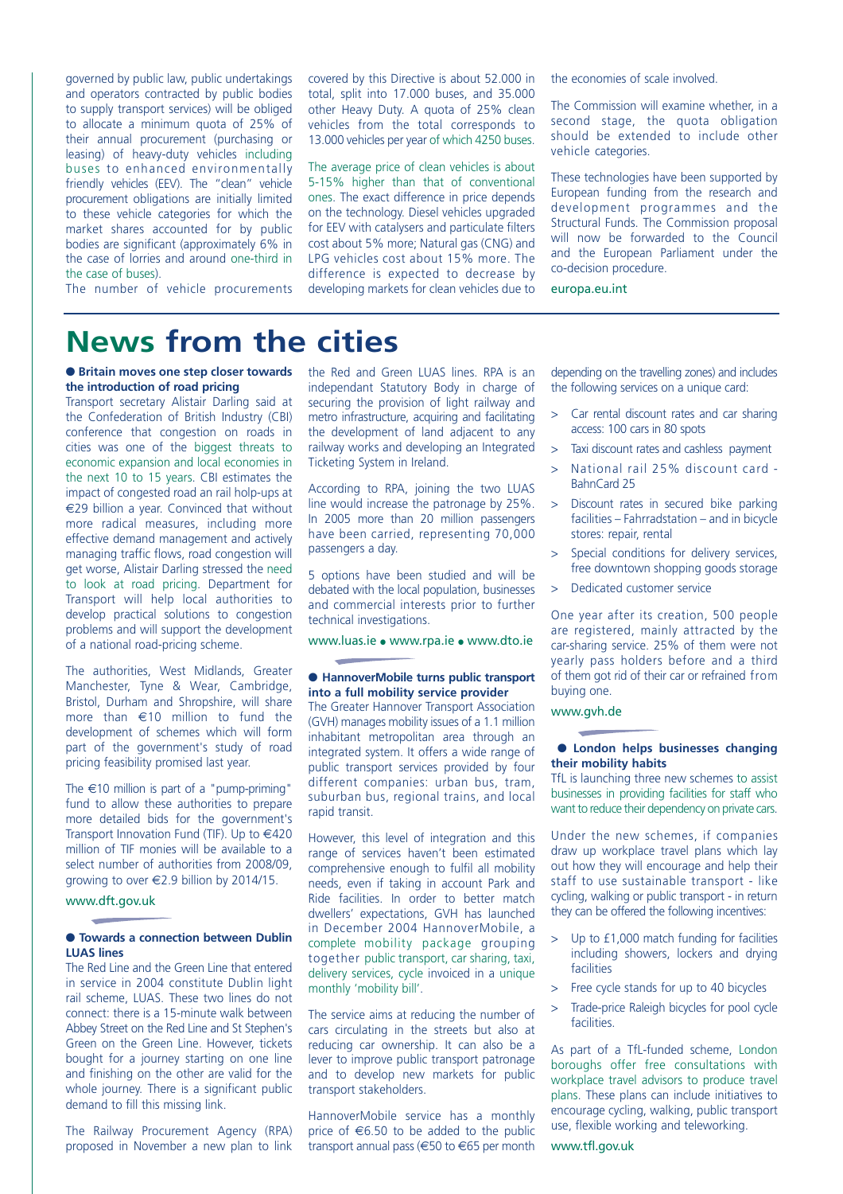governed by public law, public undertakings and operators contracted by public bodies to supply transport services) will be obliged to allocate a minimum quota of 25% of their annual procurement (purchasing or leasing) of heavy-duty vehicles including buses to enhanced environmentally friendly vehicles (EEV). The "clean" vehicle procurement obligations are initially limited to these vehicle categories for which the market shares accounted for by public bodies are significant (approximately 6% in the case of lorries and around one-third in the case of buses).

The number of vehicle procurements covered by this Directive is about 52.000 in total, split into 17.000 buses, and 35.000 other Heavy Duty. A quota of 25% clean vehicles from the total corresponds to 13.000 vehicles per year of which 4250 buses.

The average price of clean vehicles is about 5-15% higher than that of conventional ones. The exact difference in price depends on the technology. Diesel vehicles upgraded for EEV with catalysers and particulate filters cost about 5% more; Natural gas (CNG) and LPG vehicles cost about 15% more. The difference is expected to decrease by developing markets for clean vehicles due to the economies of scale involved.

The Commission will examine whether, in a second stage, the quota obligation should be extended to include other vehicle categories.

These technologies have been supported by European funding from the research and development programmes and the Structural Funds. The Commission proposal will now be forwarded to the Council and the European Parliament under the co-decision procedure.

europa.eu.int

# News from the cities

## ● Britain moves one step closer towards the introduction of road pricing

Transport secretary Alistair Darling said at the Confederation of British Industry (CBI) conference that congestion on roads in cities was one of the biggest threats to economic expansion and local economies in the next 10 to 15 years. CBI estimates the impact of congested road an rail holp-ups at €29 billion a year. Convinced that without more radical measures, including more effective demand management and actively managing traffic flows, road congestion will get worse, Alistair Darling stressed the need to look at road pricing. Department for Transport will help local authorities to develop practical solutions to congestion problems and will support the development of a national road-pricing scheme.

The authorities, West Midlands, Greater Manchester, Tyne & Wear, Cambridge, Bristol, Durham and Shropshire, will share more than €10 million to fund the development of schemes which will form part of the government's study of road pricing feasibility promised last year.

The €10 million is part of a "pump-priming" fund to allow these authorities to prepare more detailed bids for the government's Transport Innovation Fund (TIF). Up to €420 million of TIF monies will be available to a select number of authorities from 2008/09, growing to over €2.9 billion by 2014/15.

www.dft.gov.uk

## ● Towards a connection between Dublin LUAS lines

The Red Line and the Green Line that entered in service in 2004 constitute Dublin light rail scheme, LUAS. These two lines do not connect: there is a 15-minute walk between Abbey Street on the Red Line and St Stephen's Green on the Green Line. However, tickets bought for a journey starting on one line and finishing on the other are valid for the whole journey. There is a significant public demand to fill this missing link.

The Railway Procurement Agency (RPA) proposed in November a new plan to link the Red and Green LUAS lines. RPA is an independant Statutory Body in charge of securing the provision of light railway and metro infrastructure, acquiring and facilitating the development of land adjacent to any railway works and developing an Integrated Ticketing System in Ireland.

According to RPA, joining the two LUAS line would increase the patronage by 25%. In 2005 more than 20 million passengers have been carried, representing 70,000 passengers a day.

5 options have been studied and will be debated with the local population, businesses and commercial interests prior to further technical investigations.

www.luas.ie ● www.rpa.ie ● www.dto.ie

## ● HannoverMobile turns public transport into a full mobility service provider

The Greater Hannover Transport Association (GVH) manages mobility issues of a 1.1 million inhabitant metropolitan area through an integrated system. It offers a wide range of public transport services provided by four different companies: urban bus, tram, suburban bus, regional trains, and local rapid transit.

However, this level of integration and this range of services haven't been estimated comprehensive enough to fulfil all mobility needs, even if taking in account Park and Ride facilities. In order to better match dwellers' expectations, GVH has launched in December 2004 HannoverMobile, a complete mobility package grouping together public transport, car sharing, taxi, delivery services, cycle invoiced in a unique monthly 'mobility bill'.

The service aims at reducing the number of cars circulating in the streets but also at reducing car ownership. It can also be a lever to improve public transport patronage and to develop new markets for public transport stakeholders.

HannoverMobile service has a monthly price of €6.50 to be added to the public transport annual pass (€50 to €65 per month depending on the travelling zones) and includes the following services on a unique card:

> Car rental discount rates and car sharing access: 100 cars in 80 spots

> Taxi discount rates and cashless payment

> National rail 25% discount card - BahnCard 25

> Discount rates in secured bike parking facilities – Fahrradstation – and in bicycle stores: repair, rental

> Special conditions for delivery services, free downtown shopping goods storage

> Dedicated customer service

One year after its creation, 500 people are registered, mainly attracted by the car-sharing service. 25% of them were not yearly pass holders before and a third of them got rid of their car or refrained from buying one.

www.gvh.de

## ● London helps businesses changing their mobility habits

TfL is launching three new schemes to assist businesses in providing facilities for staff who want to reduce their dependency on private cars.

Under the new schemes, if companies draw up workplace travel plans which lay out how they will encourage and help their staff to use sustainable transport - like cycling, walking or public transport - in return they can be offered the following incentives:

> Up to £1,000 match funding for facilities including showers, lockers and drying facilities

> Free cycle stands for up to 40 bicycles

> Trade-price Raleigh bicycles for pool cycle facilities.

As part of a TfL-funded scheme, London boroughs offer free consultations with workplace travel advisors to produce travel plans. These plans can include initiatives to encourage cycling, walking, public transport use, flexible working and teleworking.

www.tfl.gov.uk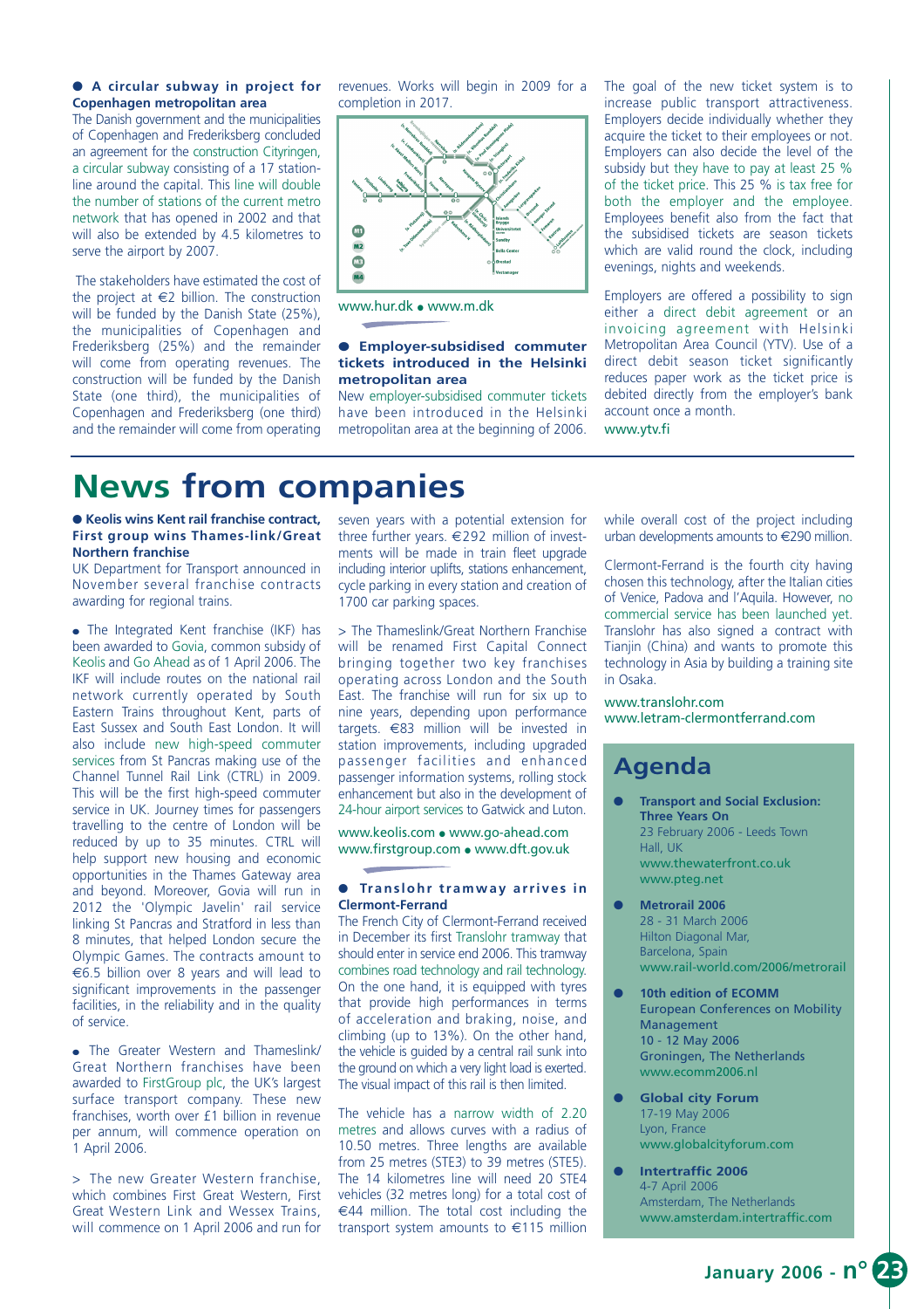**● A circular subway in project for Copenhagen metropolitan area**

The Danish government and the municipalities of Copenhagen and Frederiksberg concluded an agreement for the construction Cityringen, a circular subway consisting of a 17 station-line around the capital. This line will double the number of stations of the current metro network that has opened in 2002 and that will also be extended by 4.5 kilometres to serve the airport by 2007.

The stakeholders have estimated the cost of the project at €2 billion. The construction will be funded by the Danish State (25%), the municipalities of Copenhagen and Frederiksberg (25%) and the remainder will come from operating revenues. The construction will be funded by the Danish State (one third), the municipalities of Copenhagen and Frederiksberg (one third) and the remainder will come from operating revenues. Works will begin in 2009 for a completion in 2017.

www.hur.dk ● www.m.dk

**● Employer-subsidised commuter tickets introduced in the Helsinki metropolitan area**

New employer-subsidised commuter tickets have been introduced in the Helsinki metropolitan area at the beginning of 2006.

The goal of the new ticket system is to increase public transport attractiveness. Employers decide individually whether they acquire the ticket to their employees or not. Employers can also decide the level of the subsidy but they have to pay at least 25 % of the ticket price. This 25 % is tax free for both the employer and the employee. Employees benefit also from the fact that the subsidised tickets are season tickets which are valid round the clock, including evenings, nights and weekends.

Employers are offered a possibility to sign either a direct debit agreement or an invoicing agreement with Helsinki Metropolitan Area Council (YTV). Use of a direct debit season ticket significantly reduces paper work as the ticket price is debited directly from the employer's bank account once a month.

www.ytv.fi

# News from companies

**● Keolis wins Kent rail franchise contract, First group wins Thames-link/Great Northern franchise**

UK Department for Transport announced in November several franchise contracts awarding for regional trains.

- The Integrated Kent franchise (IKF) has been awarded to Govia, common subsidy of Keolis and Go Ahead as of 1 April 2006. The IKF will include routes on the national rail network currently operated by South Eastern Trains throughout Kent, parts of East Sussex and South East London. It will also include new high-speed commuter services from St Pancras making use of the Channel Tunnel Rail Link (CTRL) in 2009. This will be the first high-speed commuter service in UK. Journey times for passengers travelling to the centre of London will be reduced by up to 35 minutes. CTRL will help support new housing and economic opportunities in the Thames Gateway area and beyond. Moreover, Govia will run in 2012 the 'Olympic Javelin' rail service linking St Pancras and Stratford in less than 8 minutes, that helped London secure the Olympic Games. The contracts amount to €6.5 billion over 8 years and will lead to significant improvements in the passenger facilities, in the reliability and in the quality of service.

- The Greater Western and Thameslink/ Great Northern franchises have been awarded to FirstGroup plc, the UK's largest surface transport company. These new franchises, worth over £1 billion in revenue per annum, will commence operation on 1 April 2006.

> The new Greater Western franchise, which combines First Great Western, First Great Western Link and Wessex Trains, will commence on 1 April 2006 and run for seven years with a potential extension for three further years. €292 million of investments will be made in train fleet upgrade including interior uplifts, stations enhancement, cycle parking in every station and creation of 1700 car parking spaces.

> The Thameslink/Great Northern Franchise will be renamed First Capital Connect bringing together two key franchises operating across London and the South East. The franchise will run for six up to nine years, depending upon performance targets. €83 million will be invested in station improvements, including upgraded passenger facilities and enhanced passenger information systems, rolling stock enhancement but also in the development of 24-hour airport services to Gatwick and Luton.

www.keolis.com ● www.go-ahead.com
www.firstgroup.com ● www.dft.gov.uk

**● Translohr tramway arrives in Clermont-Ferrand**

The French City of Clermont-Ferrand received in December its first Translohr tramway that should enter in service end 2006. This tramway combines road technology and rail technology. On the one hand, it is equipped with tyres that provide high performances in terms of acceleration and braking, noise, and climbing (up to 13%). On the other hand, the vehicle is guided by a central rail sunk into the ground on which a very light load is exerted. The visual impact of this rail is then limited.

The vehicle has a narrow width of 2.20 metres and allows curves with a radius of 10.50 metres. Three lengths are available from 25 metres (STE3) to 39 metres (STE5). The 14 kilometres line will need 20 STE4 vehicles (32 metres long) for a total cost of €44 million. The total cost including the transport system amounts to €115 million while overall cost of the project including urban developments amounts to €290 million.

Clermont-Ferrand is the fourth city having chosen this technology, after the Italian cities of Venice, Padova and l'Aquila. However, no commercial service has been launched yet. Translohr has also signed a contract with Tianjin (China) and wants to promote this technology in Asia by building a training site in Osaka.

www.translohr.com
www.letram-clermontferrand.com

## Agenda

- **Transport and Social Exclusion: Three Years On**
  23 February 2006 - Leeds Town Hall, UK
  www.thewaterfront.co.uk
  www.pteg.net

- **Metrorail 2006**
  28 - 31 March 2006
  Hilton Diagonal Mar, Barcelona, Spain
  www.rail-world.com/2006/metrorail

- **10th edition of ECOMM European Conferences on Mobility Management**
  10 - 12 May 2006
  Groningen, The Netherlands
  www.ecomm2006.nl

- **Global city Forum**
  17-19 May 2006
  Lyon, France
  www.globalcityforum.com

- **Intertraffic 2006**
  4-7 April 2006
  Amsterdam, The Netherlands
  www.amsterdam.intertraffic.com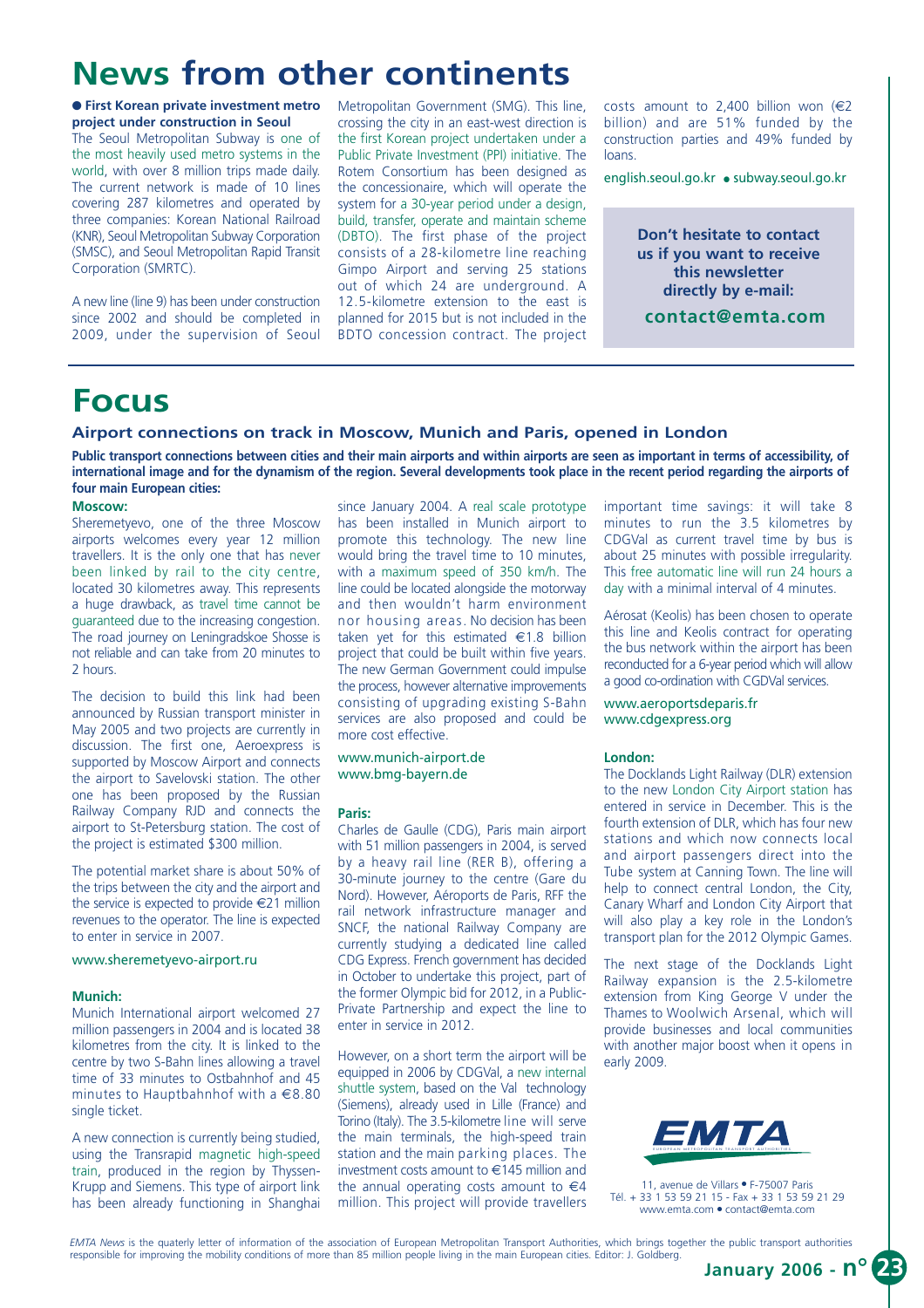# News from other continents

**● First Korean private investment metro project under construction in Seoul**

The Seoul Metropolitan Subway is one of the most heavily used metro systems in the world, with over 8 million trips made daily. The current network is made of 10 lines covering 287 kilometres and operated by three companies: Korean National Railroad (KNR), Seoul Metropolitan Subway Corporation (SMSC), and Seoul Metropolitan Rapid Transit Corporation (SMRTC).

A new line (line 9) has been under construction since 2002 and should be completed in 2009, under the supervision of Seoul Metropolitan Government (SMG). This line, crossing the city in an east-west direction is the first Korean project undertaken under a Public Private Investment (PPI) initiative. The Rotem Consortium has been designed as the concessionaire, which will operate the system for a 30-year period under a design, build, transfer, operate and maintain scheme (DBTO). The first phase of the project consists of a 28-kilometre line reaching Gimpo Airport and serving 25 stations out of which 24 are underground. A 12.5-kilometre extension to the east is planned for 2015 but is not included in the BDTO concession contract. The project costs amount to 2,400 billion won (€2 billion) and are 51% funded by the construction parties and 49% funded by loans.

english.seoul.go.kr ● subway.seoul.go.kr

**Don't hesitate to contact us if you want to receive this newsletter directly by e-mail:**

**contact@emta.com**

# Focus

## Airport connections on track in Moscow, Munich and Paris, opened in London

**Public transport connections between cities and their main airports and within airports are seen as important in terms of accessibility, of international image and for the dynamism of the region. Several developments took place in the recent period regarding the airports of four main European cities:**

### Moscow:

Sheremetyevo, one of the three Moscow airports welcomes every year 12 million travellers. It is the only one that has never been linked by rail to the city centre, located 30 kilometres away. This represents a huge drawback, as travel time cannot be guaranteed due to the increasing congestion. The road journey on Leningradskoe Shosse is not reliable and can take from 20 minutes to 2 hours.

The decision to build this link had been announced by Russian transport minister in May 2005 and two projects are currently in discussion. The first one, Aeroexpress is supported by Moscow Airport and connects the airport to Savelovski station. The other one has been proposed by the Russian Railway Company RJD and connects the airport to St-Petersburg station. The cost of the project is estimated $300 million.

The potential market share is about 50% of the trips between the city and the airport and the service is expected to provide €21 million revenues to the operator. The line is expected to enter in service in 2007.

www.sheremetyevo-airport.ru

### Munich:

Munich International airport welcomed 27 million passengers in 2004 and is located 38 kilometres from the city. It is linked to the centre by two S-Bahn lines allowing a travel time of 33 minutes to Ostbahnhof and 45 minutes to Hauptbahnhof with a €8.80 single ticket.

A new connection is currently being studied, using the Transrapid magnetic high-speed train, produced in the region by Thyssen-Krupp and Siemens. This type of airport link has been already functioning in Shanghai since January 2004. A real scale prototype has been installed in Munich airport to promote this technology. The new line would bring the travel time to 10 minutes, with a maximum speed of 350 km/h. The line could be located alongside the motorway and then wouldn't harm environment nor housing areas. No decision has been taken yet for this estimated €1.8 billion project that could be built within five years. The new German Government could impulse the process, however alternative improvements consisting of upgrading existing S-Bahn services are also proposed and could be more cost effective.

www.munich-airport.de
www.bmg-bayern.de

### Paris:

Charles de Gaulle (CDG), Paris main airport with 51 million passengers in 2004, is served by a heavy rail line (RER B), offering a 30-minute journey to the centre (Gare du Nord). However, Aéroports de Paris, RFF the rail network infrastructure manager and SNCF, the national Railway Company are currently studying a dedicated line called CDG Express. French government has decided in October to undertake this project, part of the former Olympic bid for 2012, in a Public-Private Partnership and expect the line to enter in service in 2012.

However, on a short term the airport will be equipped in 2006 by CDGVal, a new internal shuttle system, based on the Val technology (Siemens), already used in Lille (France) and Torino (Italy). The 3.5-kilometre line will serve the main terminals, the high-speed train station and the main parking places. The investment costs amount to €145 million and the annual operating costs amount to €4 million. This project will provide travellers important time savings: it will take 8 minutes to run the 3.5 kilometres by CDGVal as current travel time by bus is about 25 minutes with possible irregularity. This free automatic line will run 24 hours a day with a minimal interval of 4 minutes.

Aérosat (Keolis) has been chosen to operate this line and Keolis contract for operating the bus network within the airport has been reconducted for a 6-year period which will allow a good co-ordination with CGDVal services.

www.aeroportsdeparis.fr
www.cdgexpress.org

### London:

The Docklands Light Railway (DLR) extension to the new London City Airport station has entered in service in December. This is the fourth extension of DLR, which has four new stations and which now connects local and airport passengers direct into the Tube system at Canning Town. The line will help to connect central London, the City, Canary Wharf and London City Airport that will also play a key role in the London's transport plan for the 2012 Olympic Games.

The next stage of the Docklands Light Railway expansion is the 2.5-kilometre extension from King George V under the Thames to Woolwich Arsenal, which will provide businesses and local communities with another major boost when it opens in early 2009.

EMTA
EUROPEAN METROPOLITAN TRANSPORT AUTHORITIES

11, avenue de Villars ● F-75007 Paris
Tél. + 33 1 53 59 21 15 - Fax + 33 1 53 59 21 29
www.emta.com ● contact@emta.com

*EMTA News* is the quaterly letter of information of the association of European Metropolitan Transport Authorities, which brings together the public transport authorities responsible for improving the mobility conditions of more than 85 million people living in the main European cities. Editor: J. Goldberg.

**January 2006 - n° 23**